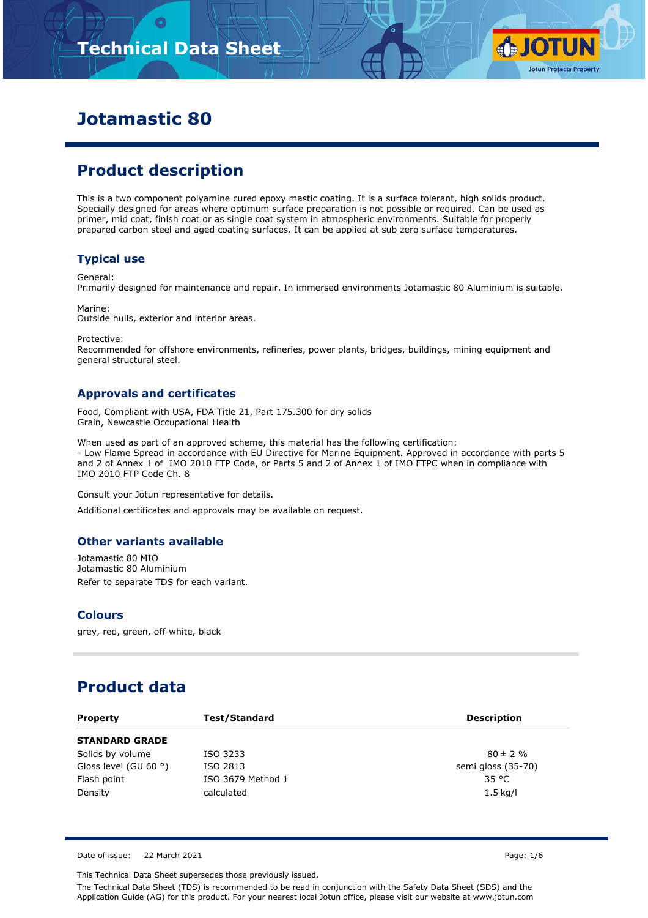# Technical Data Sheet

# Jotamastic 80

## Product description

This is a two component polyamine cured epoxy mastic coating. It is a surface tolerant, high solids product. Specially designed for areas where optimum surface preparation is not possible or required. Can be used as primer, mid coat, finish coat or as single coat system in atmospheric environments. Suitable for properly prepared carbon steel and aged coating surfaces. It can be applied at sub zero surface temperatures.

### Typical use

General:
Primarily designed for maintenance and repair. In immersed environments Jotamastic 80 Aluminium is suitable.

Marine:
Outside hulls, exterior and interior areas.

Protective:
Recommended for offshore environments, refineries, power plants, bridges, buildings, mining equipment and general structural steel.

### Approvals and certificates

Food, Compliant with USA, FDA Title 21, Part 175.300 for dry solids
Grain, Newcastle Occupational Health

When used as part of an approved scheme, this material has the following certification:
- Low Flame Spread in accordance with EU Directive for Marine Equipment. Approved in accordance with parts 5 and 2 of Annex 1 of IMO 2010 FTP Code, or Parts 5 and 2 of Annex 1 of IMO FTPC when in compliance with IMO 2010 FTP Code Ch. 8

Consult your Jotun representative for details.

Additional certificates and approvals may be available on request.

### Other variants available

Jotamastic 80 MIO
Jotamastic 80 Aluminium
Refer to separate TDS for each variant.

### Colours

grey, red, green, off-white, black

## Product data

| Property | Test/Standard | Description |
|---|---|---|
| **STANDARD GRADE** | | |
| Solids by volume | ISO 3233 | 80 ± 2 % |
| Gloss level (GU 60 °) | ISO 2813 | semi gloss (35-70) |
| Flash point | ISO 3679 Method 1 | 35 °C |
| Density | calculated | 1.5 kg/l |

Date of issue: 22 March 2021

This Technical Data Sheet supersedes those previously issued.

The Technical Data Sheet (TDS) is recommended to be read in conjunction with the Safety Data Sheet (SDS) and the Application Guide (AG) for this product. For your nearest local Jotun office, please visit our website at www.jotun.com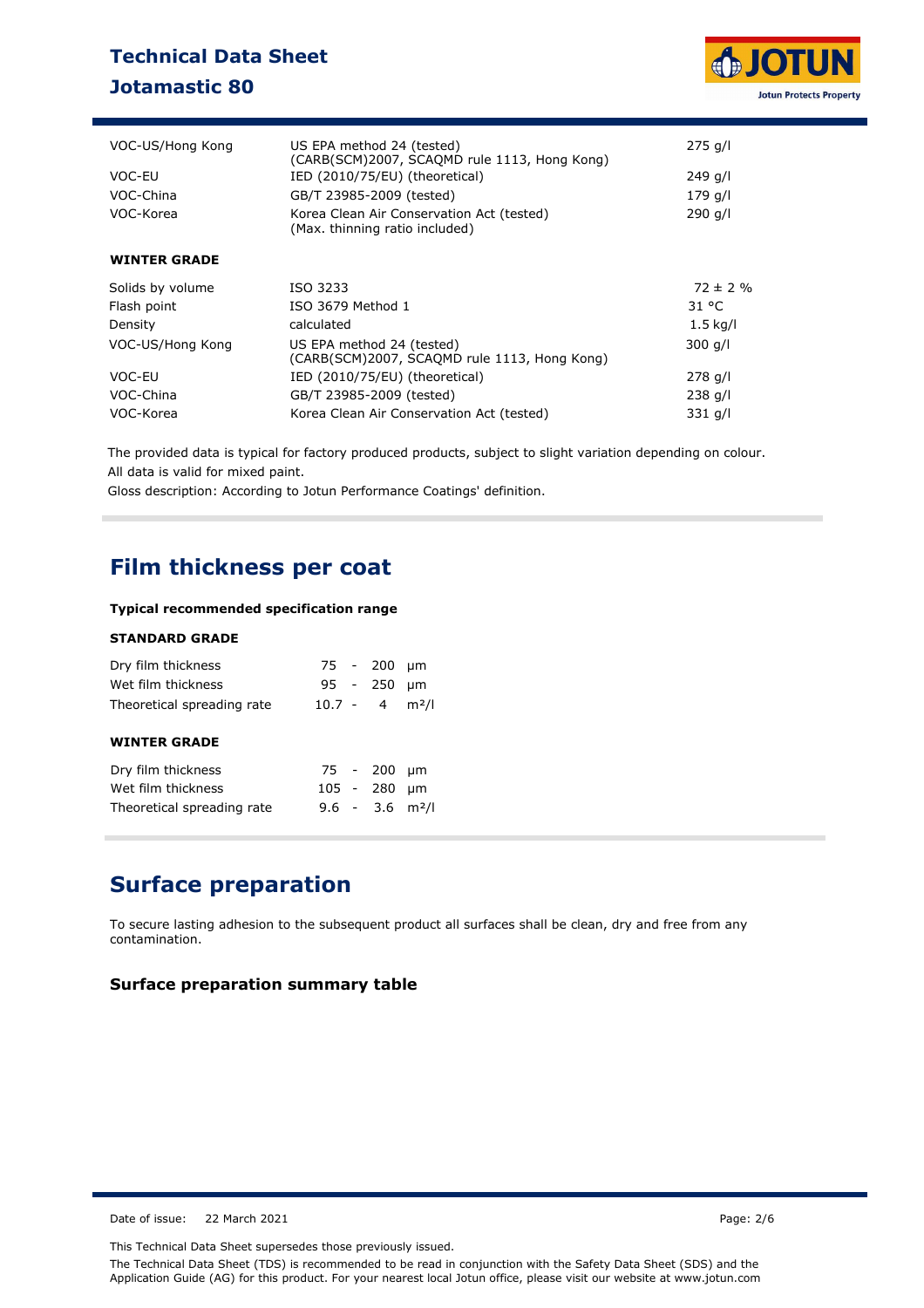| | | |
|---|---|---|
| VOC-US/Hong Kong | US EPA method 24 (tested)<br>(CARB(SCM)2007, SCAQMD rule 1113, Hong Kong) | 275 g/l |
| VOC-EU | IED (2010/75/EU) (theoretical) | 249 g/l |
| VOC-China | GB/T 23985-2009 (tested) | 179 g/l |
| VOC-Korea | Korea Clean Air Conservation Act (tested)<br>(Max. thinning ratio included) | 290 g/l |

**WINTER GRADE**

| | | |
|---|---|---|
| Solids by volume | ISO 3233 | 72 ± 2 % |
| Flash point | ISO 3679 Method 1 | 31 °C |
| Density | calculated | 1.5 kg/l |
| VOC-US/Hong Kong | US EPA method 24 (tested)<br>(CARB(SCM)2007, SCAQMD rule 1113, Hong Kong) | 300 g/l |
| VOC-EU | IED (2010/75/EU) (theoretical) | 278 g/l |
| VOC-China | GB/T 23985-2009 (tested) | 238 g/l |
| VOC-Korea | Korea Clean Air Conservation Act (tested) | 331 g/l |

The provided data is typical for factory produced products, subject to slight variation depending on colour.
All data is valid for mixed paint.
Gloss description: According to Jotun Performance Coatings' definition.

## Film thickness per coat

**Typical recommended specification range**

**STANDARD GRADE**

| | | |
|---|---|---|
| Dry film thickness | 75 - 200 | μm |
| Wet film thickness | 95 - 250 | μm |
| Theoretical spreading rate | 10.7 - 4 | m²/l |

**WINTER GRADE**

| | | |
|---|---|---|
| Dry film thickness | 75 - 200 | μm |
| Wet film thickness | 105 - 280 | μm |
| Theoretical spreading rate | 9.6 - 3.6 | m²/l |

## Surface preparation

To secure lasting adhesion to the subsequent product all surfaces shall be clean, dry and free from any contamination.

### Surface preparation summary table

Date of issue: 22 March 2021

This Technical Data Sheet supersedes those previously issued.

The Technical Data Sheet (TDS) is recommended to be read in conjunction with the Safety Data Sheet (SDS) and the Application Guide (AG) for this product. For your nearest local Jotun office, please visit our website at www.jotun.com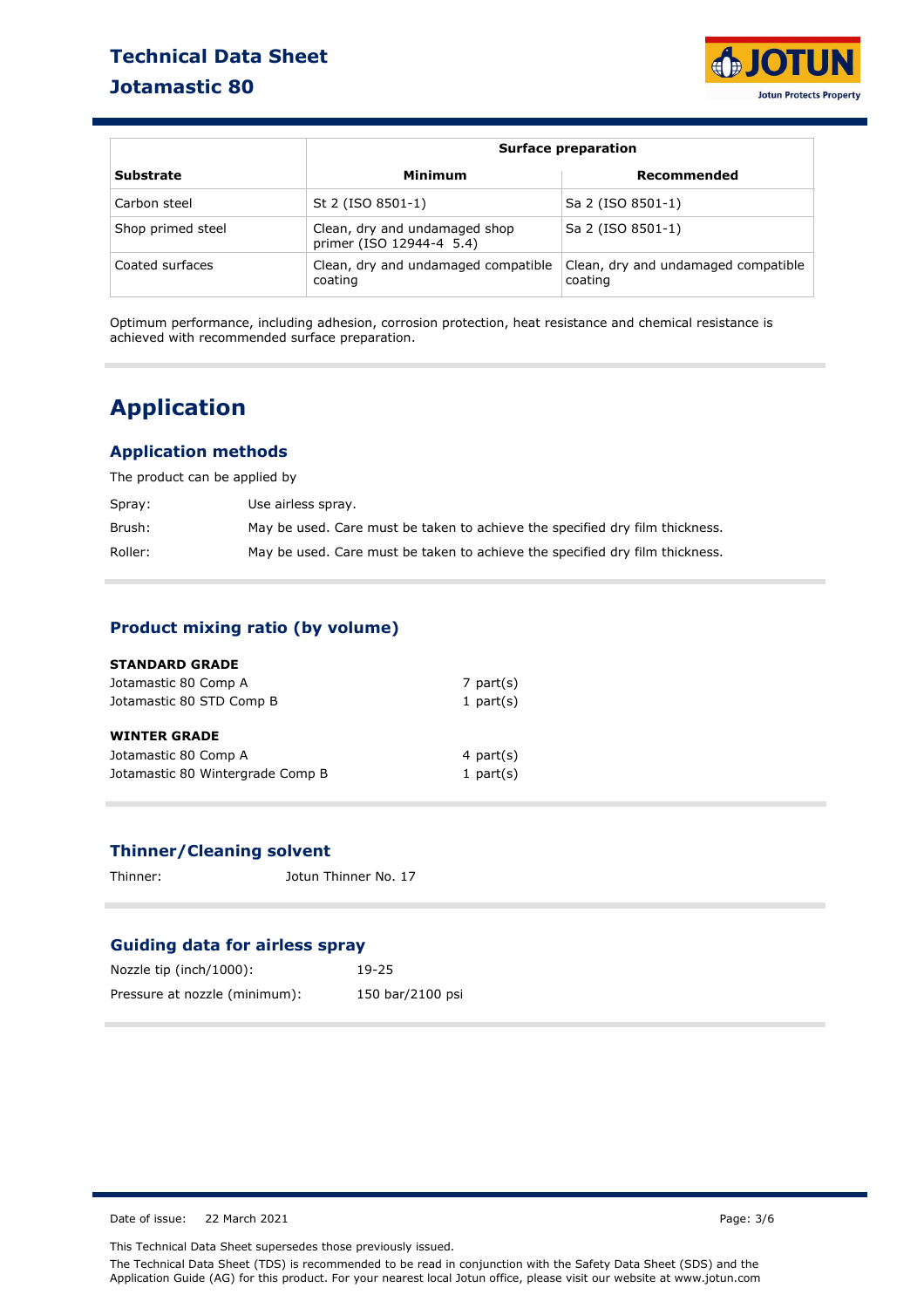| Substrate | Surface preparation | |
|---|---|---|
| | Minimum | Recommended |
| Carbon steel | St 2 (ISO 8501-1) | Sa 2 (ISO 8501-1) |
| Shop primed steel | Clean, dry and undamaged shop primer (ISO 12944-4 5.4) | Sa 2 (ISO 8501-1) |
| Coated surfaces | Clean, dry and undamaged compatible coating | Clean, dry and undamaged compatible coating |

Optimum performance, including adhesion, corrosion protection, heat resistance and chemical resistance is achieved with recommended surface preparation.

# Application

## Application methods

The product can be applied by

Spray: Use airless spray.

Brush: May be used. Care must be taken to achieve the specified dry film thickness.

Roller: May be used. Care must be taken to achieve the specified dry film thickness.

## Product mixing ratio (by volume)

**STANDARD GRADE**

Jotamastic 80 Comp A — 7 part(s)

Jotamastic 80 STD Comp B — 1 part(s)

**WINTER GRADE**

Jotamastic 80 Comp A — 4 part(s)

Jotamastic 80 Wintergrade Comp B — 1 part(s)

## Thinner/Cleaning solvent

Thinner: Jotun Thinner No. 17

## Guiding data for airless spray

Nozzle tip (inch/1000): 19-25

Pressure at nozzle (minimum): 150 bar/2100 psi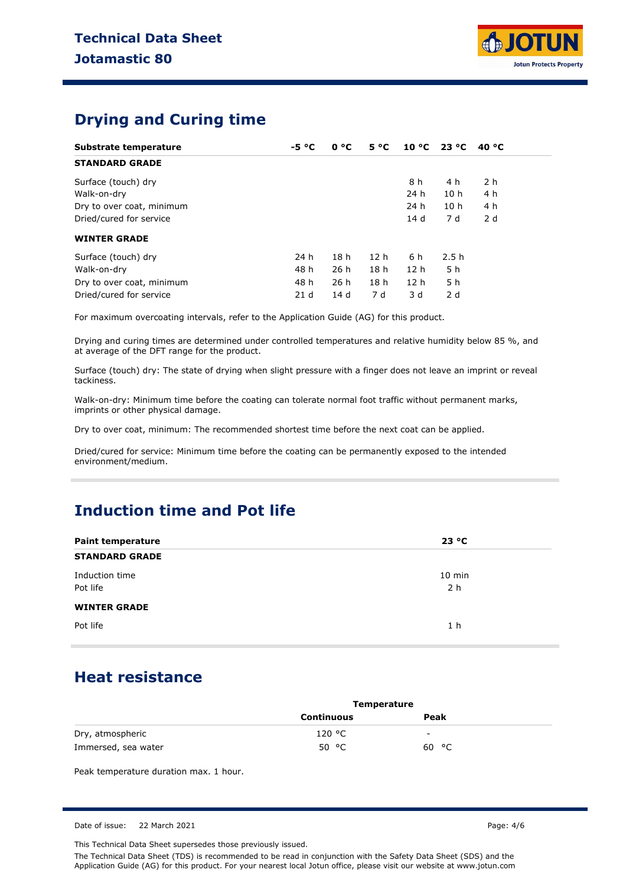## Drying and Curing time

| Substrate temperature | -5 °C | 0 °C | 5 °C | 10 °C | 23 °C | 40 °C |
|---|---|---|---|---|---|---|
| **STANDARD GRADE** | | | | | | |
| Surface (touch) dry | | | | 8 h | 4 h | 2 h |
| Walk-on-dry | | | | 24 h | 10 h | 4 h |
| Dry to over coat, minimum | | | | 24 h | 10 h | 4 h |
| Dried/cured for service | | | | 14 d | 7 d | 2 d |
| **WINTER GRADE** | | | | | | |
| Surface (touch) dry | 24 h | 18 h | 12 h | 6 h | 2.5 h | |
| Walk-on-dry | 48 h | 26 h | 18 h | 12 h | 5 h | |
| Dry to over coat, minimum | 48 h | 26 h | 18 h | 12 h | 5 h | |
| Dried/cured for service | 21 d | 14 d | 7 d | 3 d | 2 d | |

For maximum overcoating intervals, refer to the Application Guide (AG) for this product.

Drying and curing times are determined under controlled temperatures and relative humidity below 85 %, and at average of the DFT range for the product.

Surface (touch) dry: The state of drying when slight pressure with a finger does not leave an imprint or reveal tackiness.

Walk-on-dry: Minimum time before the coating can tolerate normal foot traffic without permanent marks, imprints or other physical damage.

Dry to over coat, minimum: The recommended shortest time before the next coat can be applied.

Dried/cured for service: Minimum time before the coating can be permanently exposed to the intended environment/medium.

## Induction time and Pot life

| Paint temperature | 23 °C |
|---|---|
| **STANDARD GRADE** | |
| Induction time | 10 min |
| Pot life | 2 h |
| **WINTER GRADE** | |
| Pot life | 1 h |

## Heat resistance

| | Temperature | |
|---|---|---|
| | **Continuous** | **Peak** |
| Dry, atmospheric | 120 °C | - |
| Immersed, sea water | 50 °C | 60 °C |

Peak temperature duration max. 1 hour.

Date of issue: 22 March 2021

This Technical Data Sheet supersedes those previously issued.

The Technical Data Sheet (TDS) is recommended to be read in conjunction with the Safety Data Sheet (SDS) and the Application Guide (AG) for this product. For your nearest local Jotun office, please visit our website at www.jotun.com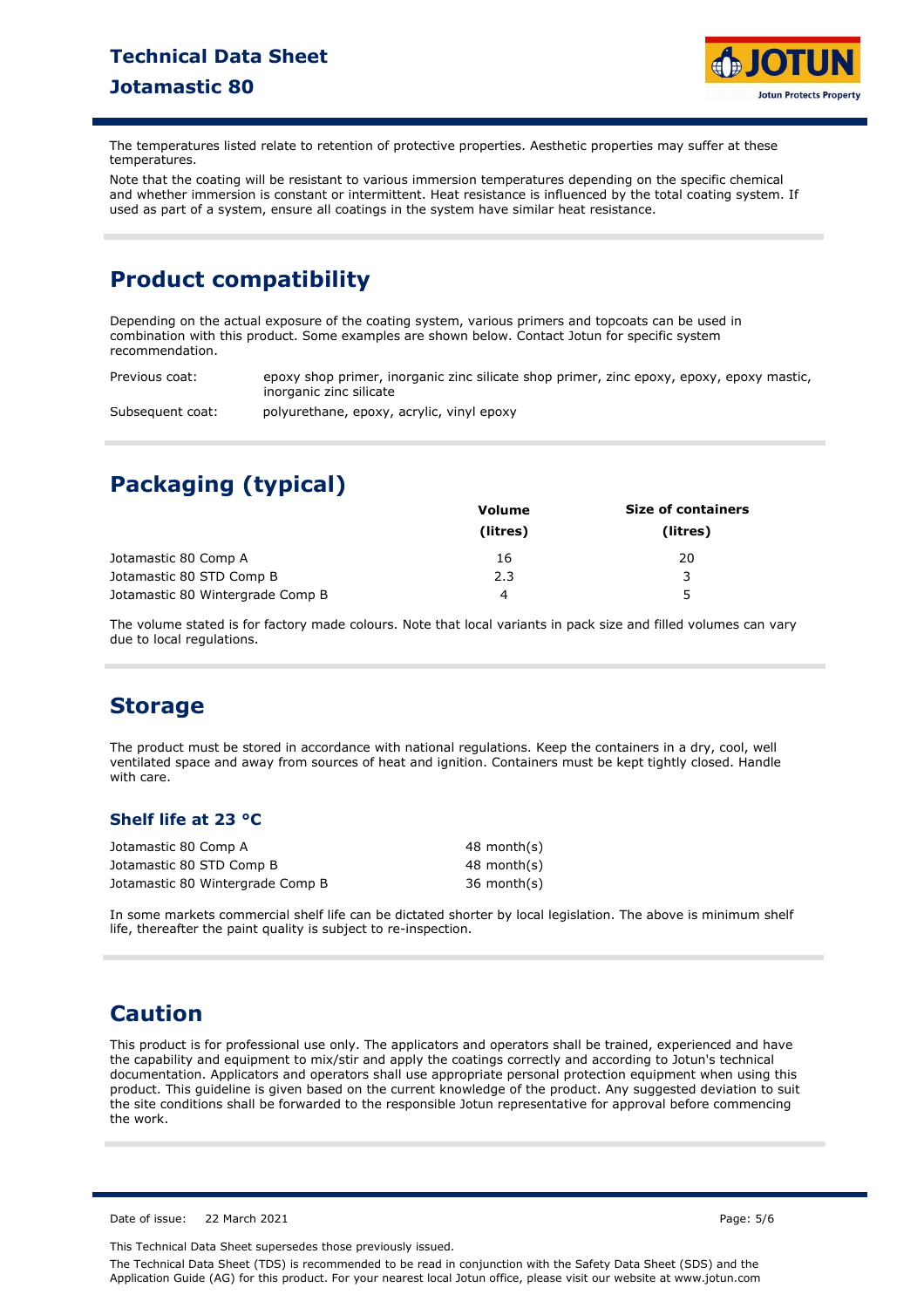The temperatures listed relate to retention of protective properties. Aesthetic properties may suffer at these temperatures.

Note that the coating will be resistant to various immersion temperatures depending on the specific chemical and whether immersion is constant or intermittent. Heat resistance is influenced by the total coating system. If used as part of a system, ensure all coatings in the system have similar heat resistance.

## Product compatibility

Depending on the actual exposure of the coating system, various primers and topcoats can be used in combination with this product. Some examples are shown below. Contact Jotun for specific system recommendation.

| | |
|---|---|
| Previous coat: | epoxy shop primer, inorganic zinc silicate shop primer, zinc epoxy, epoxy, epoxy mastic, inorganic zinc silicate |
| Subsequent coat: | polyurethane, epoxy, acrylic, vinyl epoxy |

## Packaging (typical)

| | Volume (litres) | Size of containers (litres) |
|---|---|---|
| Jotamastic 80 Comp A | 16 | 20 |
| Jotamastic 80 STD Comp B | 2.3 | 3 |
| Jotamastic 80 Wintergrade Comp B | 4 | 5 |

The volume stated is for factory made colours. Note that local variants in pack size and filled volumes can vary due to local regulations.

## Storage

The product must be stored in accordance with national regulations. Keep the containers in a dry, cool, well ventilated space and away from sources of heat and ignition. Containers must be kept tightly closed. Handle with care.

### Shelf life at 23 °C

| | |
|---|---|
| Jotamastic 80 Comp A | 48 month(s) |
| Jotamastic 80 STD Comp B | 48 month(s) |
| Jotamastic 80 Wintergrade Comp B | 36 month(s) |

In some markets commercial shelf life can be dictated shorter by local legislation. The above is minimum shelf life, thereafter the paint quality is subject to re-inspection.

## Caution

This product is for professional use only. The applicators and operators shall be trained, experienced and have the capability and equipment to mix/stir and apply the coatings correctly and according to Jotun's technical documentation. Applicators and operators shall use appropriate personal protection equipment when using this product. This guideline is given based on the current knowledge of the product. Any suggested deviation to suit the site conditions shall be forwarded to the responsible Jotun representative for approval before commencing the work.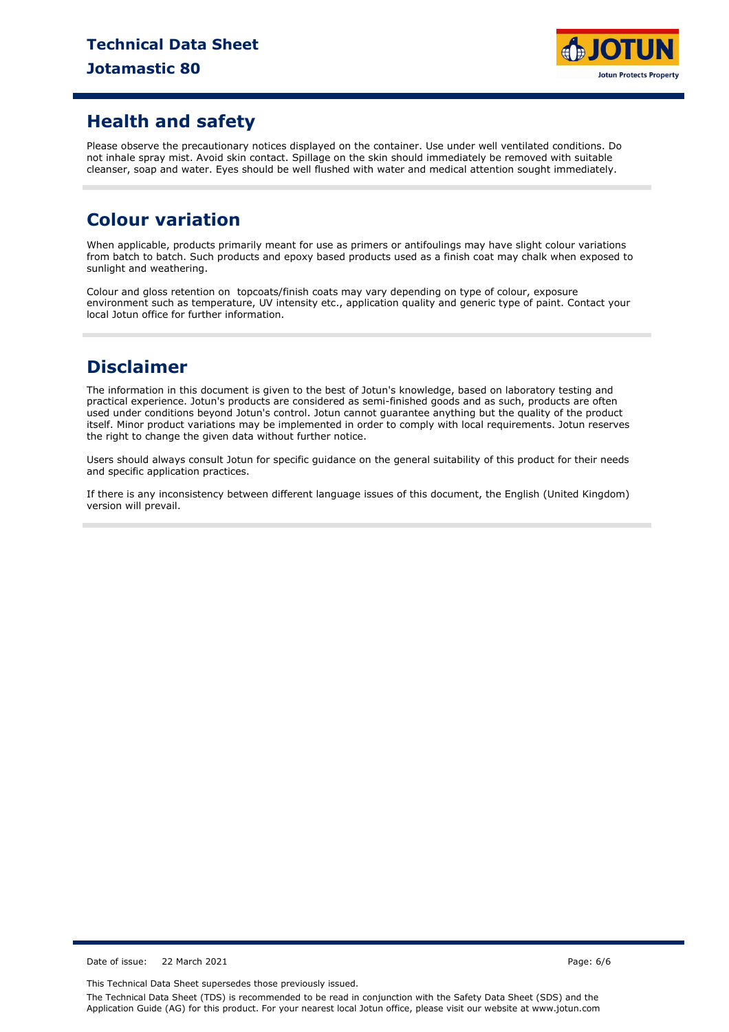## Health and safety

Please observe the precautionary notices displayed on the container. Use under well ventilated conditions. Do not inhale spray mist. Avoid skin contact. Spillage on the skin should immediately be removed with suitable cleanser, soap and water. Eyes should be well flushed with water and medical attention sought immediately.

## Colour variation

When applicable, products primarily meant for use as primers or antifoulings may have slight colour variations from batch to batch. Such products and epoxy based products used as a finish coat may chalk when exposed to sunlight and weathering.

Colour and gloss retention on topcoats/finish coats may vary depending on type of colour, exposure environment such as temperature, UV intensity etc., application quality and generic type of paint. Contact your local Jotun office for further information.

## Disclaimer

The information in this document is given to the best of Jotun's knowledge, based on laboratory testing and practical experience. Jotun's products are considered as semi-finished goods and as such, products are often used under conditions beyond Jotun's control. Jotun cannot guarantee anything but the quality of the product itself. Minor product variations may be implemented in order to comply with local requirements. Jotun reserves the right to change the given data without further notice.

Users should always consult Jotun for specific guidance on the general suitability of this product for their needs and specific application practices.

If there is any inconsistency between different language issues of this document, the English (United Kingdom) version will prevail.

Date of issue: 22 March 2021

This Technical Data Sheet supersedes those previously issued.

The Technical Data Sheet (TDS) is recommended to be read in conjunction with the Safety Data Sheet (SDS) and the Application Guide (AG) for this product. For your nearest local Jotun office, please visit our website at www.jotun.com